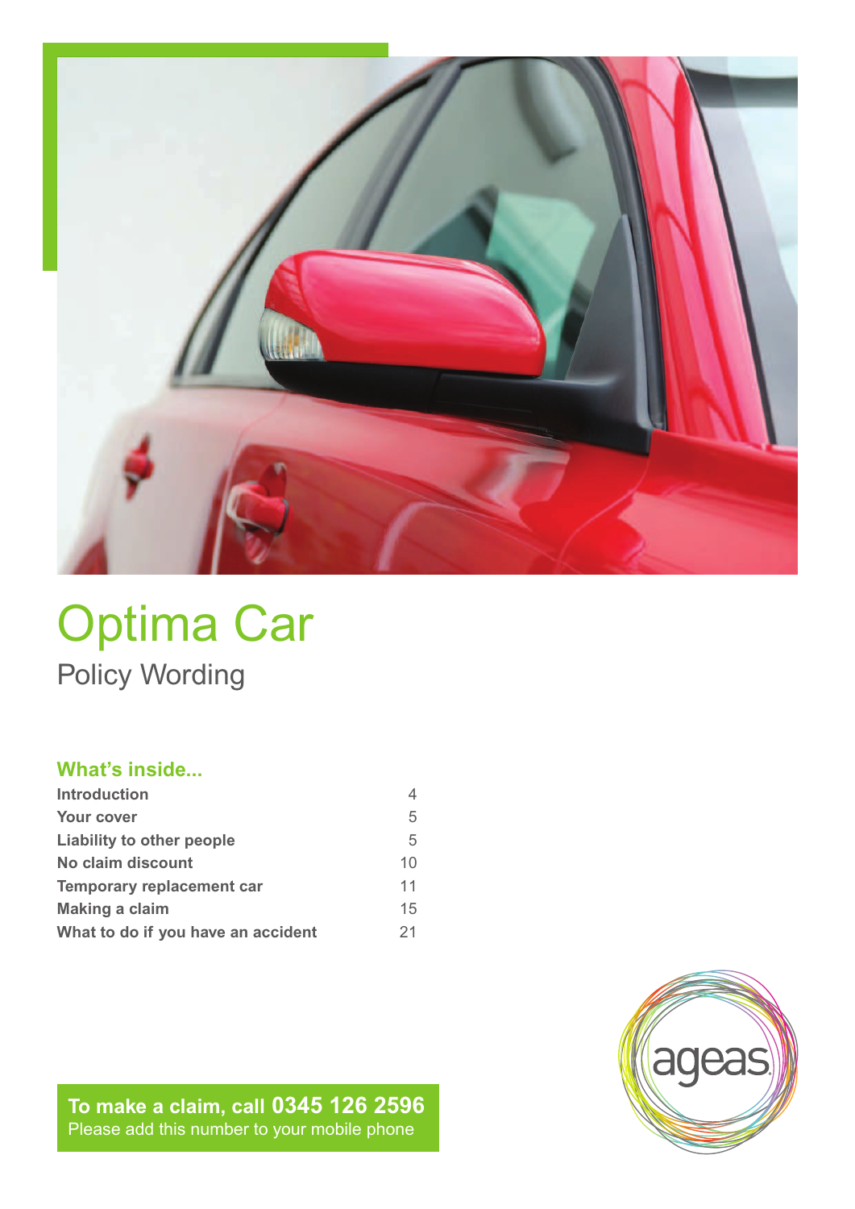# Optima Car

## Policy Wording

### What's inside...

| | |
|---|---|
| **Introduction** | 4 |
| **Your cover** | 5 |
| **Liability to other people** | 5 |
| **No claim discount** | 10 |
| **Temporary replacement car** | 11 |
| **Making a claim** | 15 |
| **What to do if you have an accident** | 21 |

ageas

**To make a claim, call 0345 126 2596**
Please add this number to your mobile phone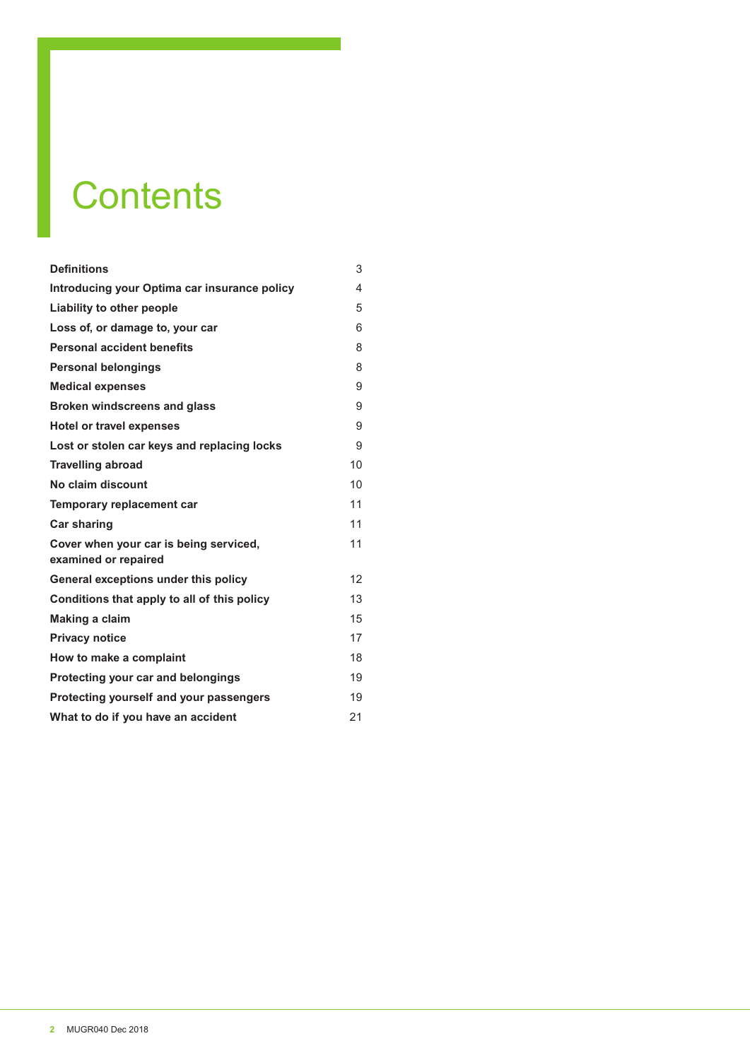# Contents

| | |
|---|---|
| **Definitions** | 3 |
| **Introducing your Optima car insurance policy** | 4 |
| **Liability to other people** | 5 |
| **Loss of, or damage to, your car** | 6 |
| **Personal accident benefits** | 8 |
| **Personal belongings** | 8 |
| **Medical expenses** | 9 |
| **Broken windscreens and glass** | 9 |
| **Hotel or travel expenses** | 9 |
| **Lost or stolen car keys and replacing locks** | 9 |
| **Travelling abroad** | 10 |
| **No claim discount** | 10 |
| **Temporary replacement car** | 11 |
| **Car sharing** | 11 |
| **Cover when your car is being serviced, examined or repaired** | 11 |
| **General exceptions under this policy** | 12 |
| **Conditions that apply to all of this policy** | 13 |
| **Making a claim** | 15 |
| **Privacy notice** | 17 |
| **How to make a complaint** | 18 |
| **Protecting your car and belongings** | 19 |
| **Protecting yourself and your passengers** | 19 |
| **What to do if you have an accident** | 21 |

MUGR040 Dec 2018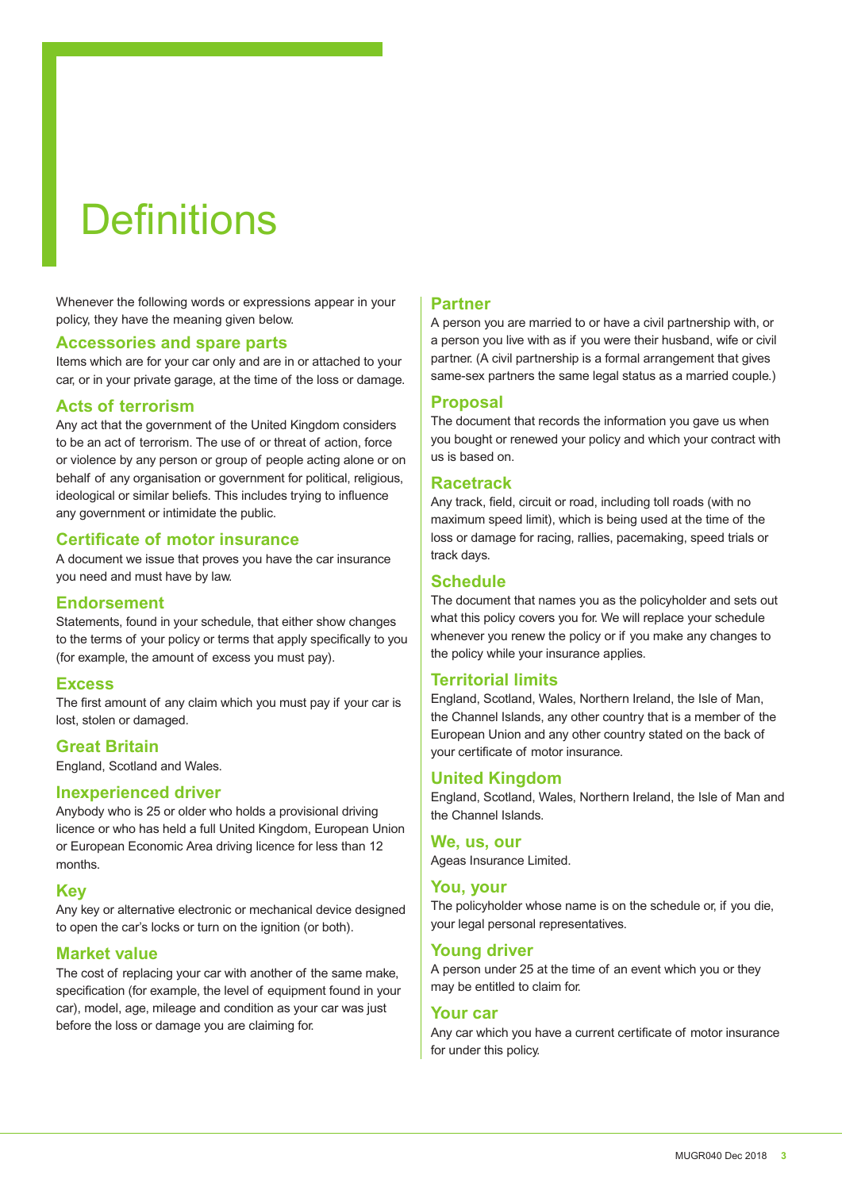# Definitions

Whenever the following words or expressions appear in your policy, they have the meaning given below.

## Accessories and spare parts

Items which are for your car only and are in or attached to your car, or in your private garage, at the time of the loss or damage.

## Acts of terrorism

Any act that the government of the United Kingdom considers to be an act of terrorism. The use of or threat of action, force or violence by any person or group of people acting alone or on behalf of any organisation or government for political, religious, ideological or similar beliefs. This includes trying to influence any government or intimidate the public.

## Certificate of motor insurance

A document we issue that proves you have the car insurance you need and must have by law.

## Endorsement

Statements, found in your schedule, that either show changes to the terms of your policy or terms that apply specifically to you (for example, the amount of excess you must pay).

## Excess

The first amount of any claim which you must pay if your car is lost, stolen or damaged.

## Great Britain

England, Scotland and Wales.

## Inexperienced driver

Anybody who is 25 or older who holds a provisional driving licence or who has held a full United Kingdom, European Union or European Economic Area driving licence for less than 12 months.

## Key

Any key or alternative electronic or mechanical device designed to open the car's locks or turn on the ignition (or both).

## Market value

The cost of replacing your car with another of the same make, specification (for example, the level of equipment found in your car), model, age, mileage and condition as your car was just before the loss or damage you are claiming for.

## Partner

A person you are married to or have a civil partnership with, or a person you live with as if you were their husband, wife or civil partner. (A civil partnership is a formal arrangement that gives same-sex partners the same legal status as a married couple.)

## Proposal

The document that records the information you gave us when you bought or renewed your policy and which your contract with us is based on.

## Racetrack

Any track, field, circuit or road, including toll roads (with no maximum speed limit), which is being used at the time of the loss or damage for racing, rallies, pacemaking, speed trials or track days.

## Schedule

The document that names you as the policyholder and sets out what this policy covers you for. We will replace your schedule whenever you renew the policy or if you make any changes to the policy while your insurance applies.

## Territorial limits

England, Scotland, Wales, Northern Ireland, the Isle of Man, the Channel Islands, any other country that is a member of the European Union and any other country stated on the back of your certificate of motor insurance.

## United Kingdom

England, Scotland, Wales, Northern Ireland, the Isle of Man and the Channel Islands.

## We, us, our

Ageas Insurance Limited.

## You, your

The policyholder whose name is on the schedule or, if you die, your legal personal representatives.

## Young driver

A person under 25 at the time of an event which you or they may be entitled to claim for.

## Your car

Any car which you have a current certificate of motor insurance for under this policy.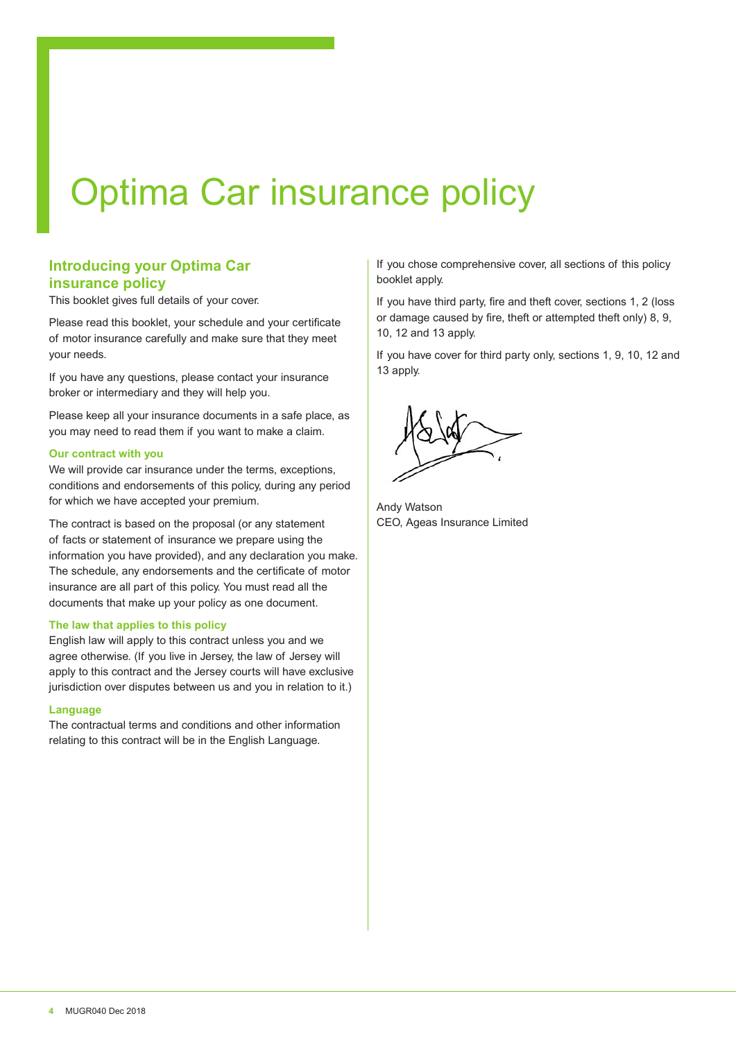# Optima Car insurance policy

## Introducing your Optima Car insurance policy

This booklet gives full details of your cover.

Please read this booklet, your schedule and your certificate of motor insurance carefully and make sure that they meet your needs.

If you have any questions, please contact your insurance broker or intermediary and they will help you.

Please keep all your insurance documents in a safe place, as you may need to read them if you want to make a claim.

### Our contract with you

We will provide car insurance under the terms, exceptions, conditions and endorsements of this policy, during any period for which we have accepted your premium.

The contract is based on the proposal (or any statement of facts or statement of insurance we prepare using the information you have provided), and any declaration you make. The schedule, any endorsements and the certificate of motor insurance are all part of this policy. You must read all the documents that make up your policy as one document.

### The law that applies to this policy

English law will apply to this contract unless you and we agree otherwise. (If you live in Jersey, the law of Jersey will apply to this contract and the Jersey courts will have exclusive jurisdiction over disputes between us and you in relation to it.)

### Language

The contractual terms and conditions and other information relating to this contract will be in the English Language.

If you chose comprehensive cover, all sections of this policy booklet apply.

If you have third party, fire and theft cover, sections 1, 2 (loss or damage caused by fire, theft or attempted theft only) 8, 9, 10, 12 and 13 apply.

If you have cover for third party only, sections 1, 9, 10, 12 and 13 apply.

Andy Watson
CEO, Ageas Insurance Limited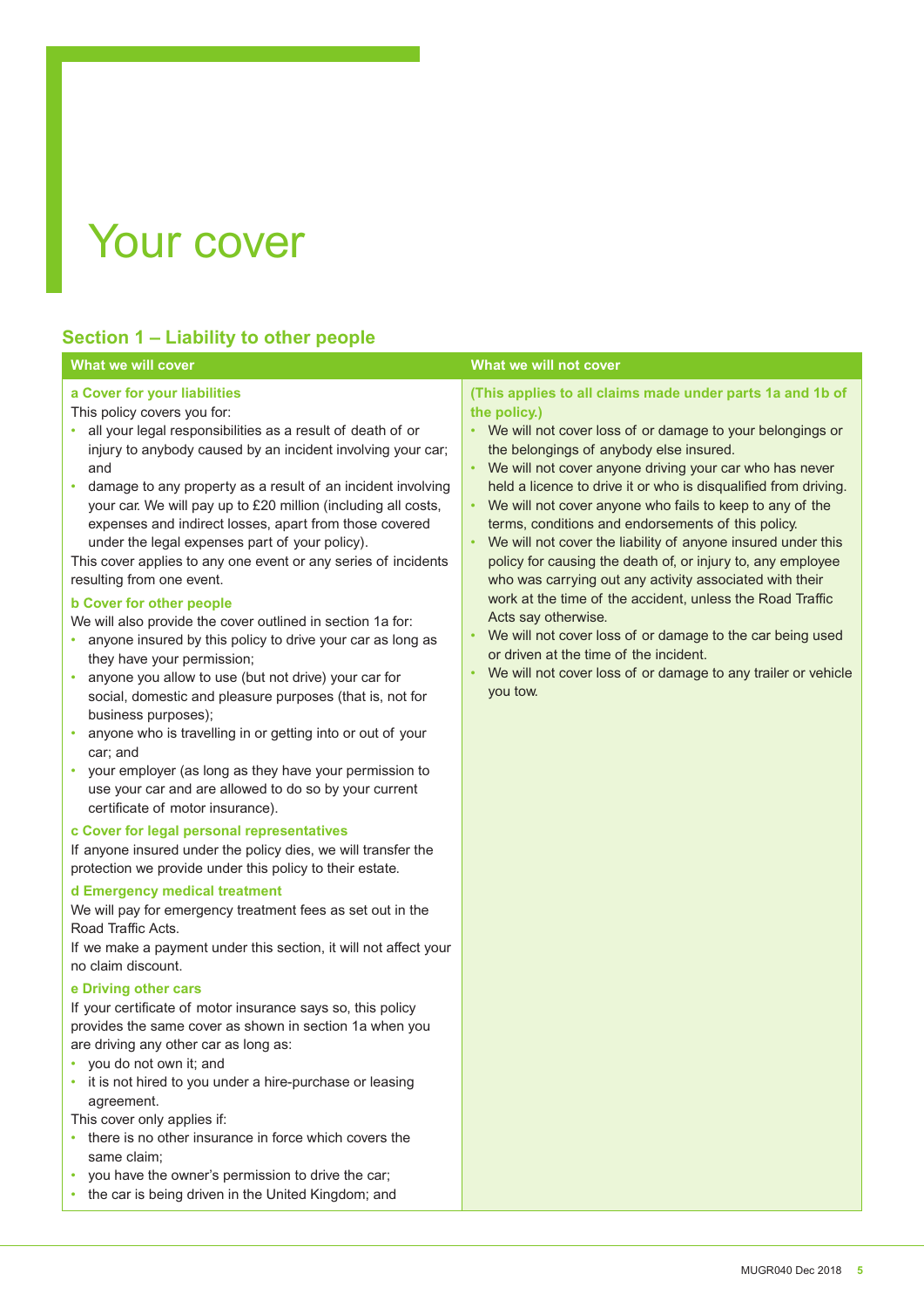# Your cover

## Section 1 – Liability to other people

### What we will cover

**a Cover for your liabilities**

This policy covers you for:

- all your legal responsibilities as a result of death of or injury to anybody caused by an incident involving your car; and
- damage to any property as a result of an incident involving your car. We will pay up to £20 million (including all costs, expenses and indirect losses, apart from those covered under the legal expenses part of your policy).

This cover applies to any one event or any series of incidents resulting from one event.

**b Cover for other people**

We will also provide the cover outlined in section 1a for:

- anyone insured by this policy to drive your car as long as they have your permission;
- anyone you allow to use (but not drive) your car for social, domestic and pleasure purposes (that is, not for business purposes);
- anyone who is travelling in or getting into or out of your car; and
- your employer (as long as they have your permission to use your car and are allowed to do so by your current certificate of motor insurance).

**c Cover for legal personal representatives**

If anyone insured under the policy dies, we will transfer the protection we provide under this policy to their estate.

**d Emergency medical treatment**

We will pay for emergency treatment fees as set out in the Road Traffic Acts.

If we make a payment under this section, it will not affect your no claim discount.

**e Driving other cars**

If your certificate of motor insurance says so, this policy provides the same cover as shown in section 1a when you are driving any other car as long as:

- you do not own it; and
- it is not hired to you under a hire-purchase or leasing agreement.

This cover only applies if:

- there is no other insurance in force which covers the same claim;
- you have the owner's permission to drive the car;
- the car is being driven in the United Kingdom; and

### What we will not cover

**(This applies to all claims made under parts 1a and 1b of the policy.)**

- We will not cover loss of or damage to your belongings or the belongings of anybody else insured.
- We will not cover anyone driving your car who has never held a licence to drive it or who is disqualified from driving.
- We will not cover anyone who fails to keep to any of the terms, conditions and endorsements of this policy.
- We will not cover the liability of anyone insured under this policy for causing the death of, or injury to, any employee who was carrying out any activity associated with their work at the time of the accident, unless the Road Traffic Acts say otherwise.
- We will not cover loss of or damage to the car being used or driven at the time of the incident.
- We will not cover loss of or damage to any trailer or vehicle you tow.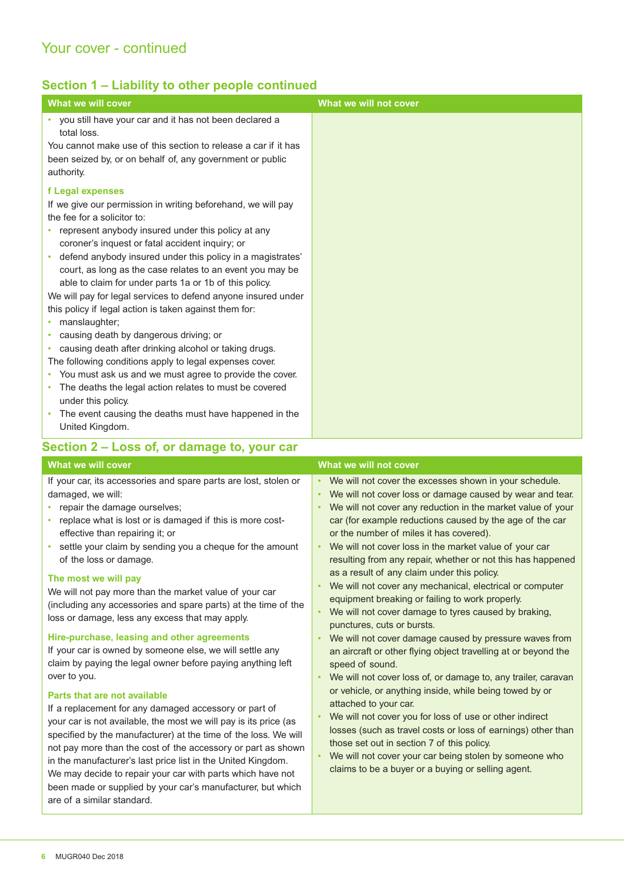## Your cover - continued

### Section 1 – Liability to other people continued

| What we will cover | What we will not cover |
|---|---|
| • you still have your car and it has not been declared a total loss.<br>You cannot make use of this section to release a car if it has been seized by, or on behalf of, any government or public authority.<br><br>**f Legal expenses**<br>If we give our permission in writing beforehand, we will pay the fee for a solicitor to:<br>• represent anybody insured under this policy at any coroner's inquest or fatal accident inquiry; or<br>• defend anybody insured under this policy in a magistrates' court, as long as the case relates to an event you may be able to claim for under parts 1a or 1b of this policy.<br>We will pay for legal services to defend anyone insured under this policy if legal action is taken against them for:<br>• manslaughter;<br>• causing death by dangerous driving; or<br>• causing death after drinking alcohol or taking drugs.<br>The following conditions apply to legal expenses cover.<br>• You must ask us and we must agree to provide the cover.<br>• The deaths the legal action relates to must be covered under this policy.<br>• The event causing the deaths must have happened in the United Kingdom. | |

### Section 2 – Loss of, or damage to, your car

| What we will cover | What we will not cover |
|---|---|
| If your car, its accessories and spare parts are lost, stolen or damaged, we will:<br>• repair the damage ourselves;<br>• replace what is lost or is damaged if this is more cost-effective than repairing it; or<br>• settle your claim by sending you a cheque for the amount of the loss or damage.<br><br>**The most we will pay**<br>We will not pay more than the market value of your car (including any accessories and spare parts) at the time of the loss or damage, less any excess that may apply.<br><br>**Hire-purchase, leasing and other agreements**<br>If your car is owned by someone else, we will settle any claim by paying the legal owner before paying anything left over to you.<br><br>**Parts that are not available**<br>If a replacement for any damaged accessory or part of your car is not available, the most we will pay is its price (as specified by the manufacturer) at the time of the loss. We will not pay more than the cost of the accessory or part as shown in the manufacturer's last price list in the United Kingdom.<br>We may decide to repair your car with parts which have not been made or supplied by your car's manufacturer, but which are of a similar standard. | • We will not cover the excesses shown in your schedule.<br>• We will not cover loss or damage caused by wear and tear.<br>• We will not cover any reduction in the market value of your car (for example reductions caused by the age of the car or the number of miles it has covered).<br>• We will not cover loss in the market value of your car resulting from any repair, whether or not this has happened as a result of any claim under this policy.<br>• We will not cover any mechanical, electrical or computer equipment breaking or failing to work properly.<br>• We will not cover damage to tyres caused by braking, punctures, cuts or bursts.<br>• We will not cover damage caused by pressure waves from an aircraft or other flying object travelling at or beyond the speed of sound.<br>• We will not cover loss of, or damage to, any trailer, caravan or vehicle, or anything inside, while being towed by or attached to your car.<br>• We will not cover you for loss of use or other indirect losses (such as travel costs or loss of earnings) other than those set out in section 7 of this policy.<br>• We will not cover your car being stolen by someone who claims to be a buyer or a buying or selling agent. |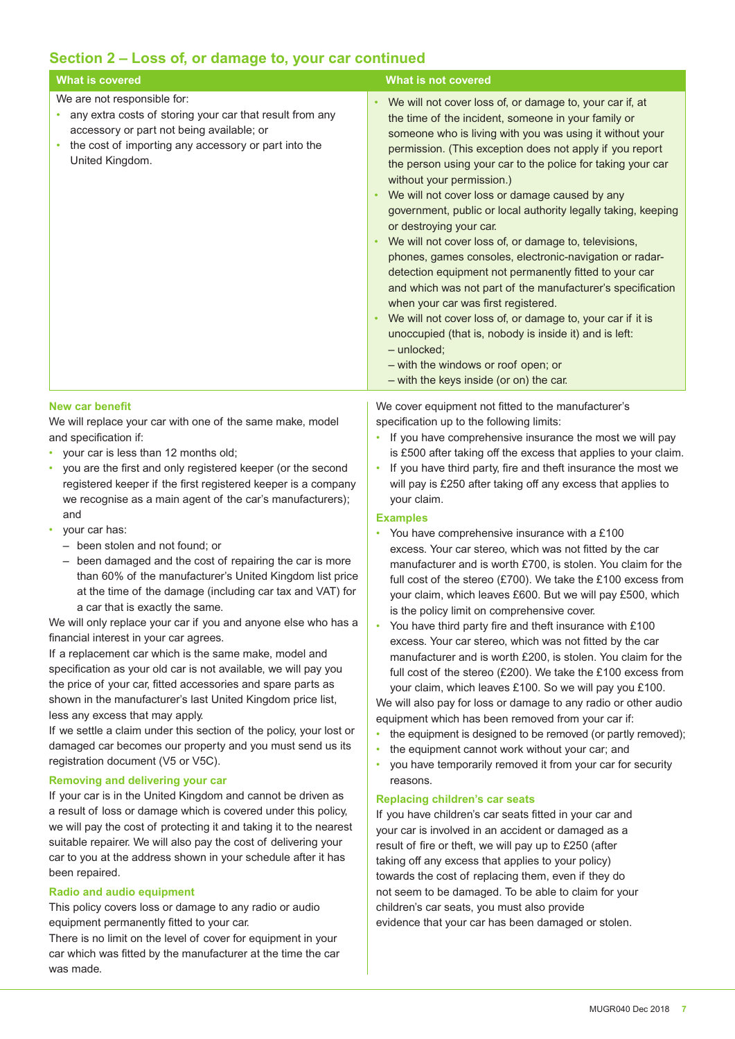## Section 2 – Loss of, or damage to, your car continued

| What is covered | What is not covered |
|---|---|
| We are not responsible for:<br>• any extra costs of storing your car that result from any accessory or part not being available; or<br>• the cost of importing any accessory or part into the United Kingdom. | • We will not cover loss of, or damage to, your car if, at the time of the incident, someone in your family or someone who is living with you was using it without your permission. (This exception does not apply if you report the person using your car to the police for taking your car without your permission.)<br>• We will not cover loss or damage caused by any government, public or local authority legally taking, keeping or destroying your car.<br>• We will not cover loss of, or damage to, televisions, phones, games consoles, electronic-navigation or radar-detection equipment not permanently fitted to your car and which was not part of the manufacturer's specification when your car was first registered.<br>• We will not cover loss of, or damage to, your car if it is unoccupied (that is, nobody is inside it) and is left:<br>– unlocked;<br>– with the windows or roof open; or<br>– with the keys inside (or on) the car. |

### New car benefit

We will replace your car with one of the same make, model and specification if:

- your car is less than 12 months old;
- you are the first and only registered keeper (or the second registered keeper if the first registered keeper is a company we recognise as a main agent of the car's manufacturers); and
- your car has:
  - been stolen and not found; or
  - been damaged and the cost of repairing the car is more than 60% of the manufacturer's United Kingdom list price at the time of the damage (including car tax and VAT) for a car that is exactly the same.

We will only replace your car if you and anyone else who has a financial interest in your car agrees.

If a replacement car which is the same make, model and specification as your old car is not available, we will pay you the price of your car, fitted accessories and spare parts as shown in the manufacturer's last United Kingdom price list, less any excess that may apply.

If we settle a claim under this section of the policy, your lost or damaged car becomes our property and you must send us its registration document (V5 or V5C).

### Removing and delivering your car

If your car is in the United Kingdom and cannot be driven as a result of loss or damage which is covered under this policy, we will pay the cost of protecting it and taking it to the nearest suitable repairer. We will also pay the cost of delivering your car to you at the address shown in your schedule after it has been repaired.

### Radio and audio equipment

This policy covers loss or damage to any radio or audio equipment permanently fitted to your car.

There is no limit on the level of cover for equipment in your car which was fitted by the manufacturer at the time the car was made.

We cover equipment not fitted to the manufacturer's specification up to the following limits:

- If you have comprehensive insurance the most we will pay is £500 after taking off the excess that applies to your claim.
- If you have third party, fire and theft insurance the most we will pay is £250 after taking off any excess that applies to your claim.

### Examples

- You have comprehensive insurance with a £100 excess. Your car stereo, which was not fitted by the car manufacturer and is worth £700, is stolen. You claim for the full cost of the stereo (£700). We take the £100 excess from your claim, which leaves £600. But we will pay £500, which is the policy limit on comprehensive cover.
- You have third party fire and theft insurance with £100 excess. Your car stereo, which was not fitted by the car manufacturer and is worth £200, is stolen. You claim for the full cost of the stereo (£200). We take the £100 excess from your claim, which leaves £100. So we will pay you £100.

We will also pay for loss or damage to any radio or other audio equipment which has been removed from your car if:

- the equipment is designed to be removed (or partly removed);
- the equipment cannot work without your car; and
- you have temporarily removed it from your car for security reasons.

### Replacing children's car seats

If you have children's car seats fitted in your car and your car is involved in an accident or damaged as a result of fire or theft, we will pay up to £250 (after taking off any excess that applies to your policy) towards the cost of replacing them, even if they do not seem to be damaged. To be able to claim for your children's car seats, you must also provide evidence that your car has been damaged or stolen.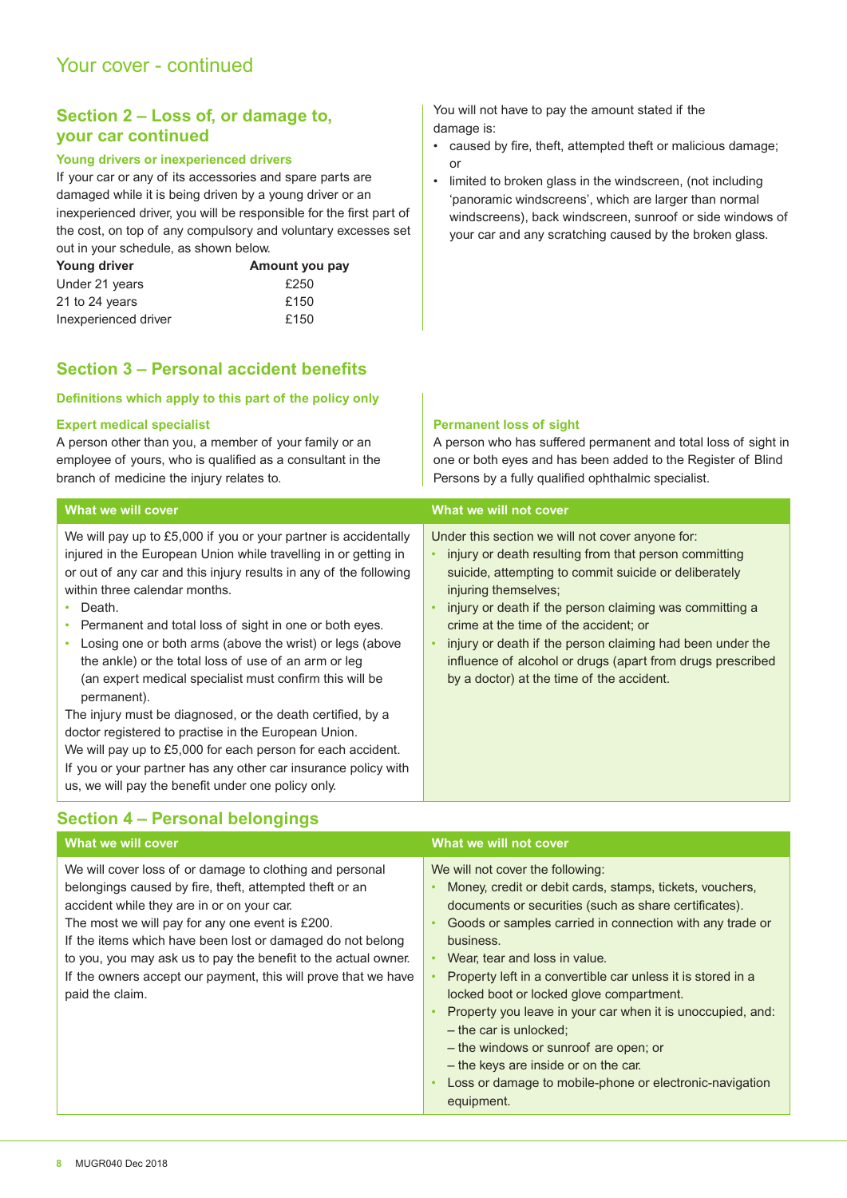# Your cover - continued

## Section 2 – Loss of, or damage to, your car continued

### Young drivers or inexperienced drivers

If your car or any of its accessories and spare parts are damaged while it is being driven by a young driver or an inexperienced driver, you will be responsible for the first part of the cost, on top of any compulsory and voluntary excesses set out in your schedule, as shown below.

| Young driver | Amount you pay |
|---|---|
| Under 21 years | £250 |
| 21 to 24 years | £150 |
| Inexperienced driver | £150 |

You will not have to pay the amount stated if the damage is:

- caused by fire, theft, attempted theft or malicious damage; or
- limited to broken glass in the windscreen, (not including 'panoramic windscreens', which are larger than normal windscreens), back windscreen, sunroof or side windows of your car and any scratching caused by the broken glass.

## Section 3 – Personal accident benefits

### Definitions which apply to this part of the policy only

**Expert medical specialist**

A person other than you, a member of your family or an employee of yours, who is qualified as a consultant in the branch of medicine the injury relates to.

**Permanent loss of sight**

A person who has suffered permanent and total loss of sight in one or both eyes and has been added to the Register of Blind Persons by a fully qualified ophthalmic specialist.

| What we will cover | What we will not cover |
|---|---|
| We will pay up to £5,000 if you or your partner is accidentally injured in the European Union while travelling in or getting in or out of any car and this injury results in any of the following within three calendar months.<br>• Death.<br>• Permanent and total loss of sight in one or both eyes.<br>• Losing one or both arms (above the wrist) or legs (above the ankle) or the total loss of use of an arm or leg (an expert medical specialist must confirm this will be permanent).<br>The injury must be diagnosed, or the death certified, by a doctor registered to practise in the European Union.<br>We will pay up to £5,000 for each person for each accident.<br>If you or your partner has any other car insurance policy with us, we will pay the benefit under one policy only. | Under this section we will not cover anyone for:<br>• injury or death resulting from that person committing suicide, attempting to commit suicide or deliberately injuring themselves;<br>• injury or death if the person claiming was committing a crime at the time of the accident; or<br>• injury or death if the person claiming had been under the influence of alcohol or drugs (apart from drugs prescribed by a doctor) at the time of the accident. |

## Section 4 – Personal belongings

| What we will cover | What we will not cover |
|---|---|
| We will cover loss of or damage to clothing and personal belongings caused by fire, theft, attempted theft or an accident while they are in or on your car.<br>The most we will pay for any one event is £200.<br>If the items which have been lost or damaged do not belong to you, you may ask us to pay the benefit to the actual owner. If the owners accept our payment, this will prove that we have paid the claim. | We will not cover the following:<br>• Money, credit or debit cards, stamps, tickets, vouchers, documents or securities (such as share certificates).<br>• Goods or samples carried in connection with any trade or business.<br>• Wear, tear and loss in value.<br>• Property left in a convertible car unless it is stored in a locked boot or locked glove compartment.<br>• Property you leave in your car when it is unoccupied, and:<br>– the car is unlocked;<br>– the windows or sunroof are open; or<br>– the keys are inside or on the car.<br>• Loss or damage to mobile-phone or electronic-navigation equipment. |

MUGR040 Dec 2018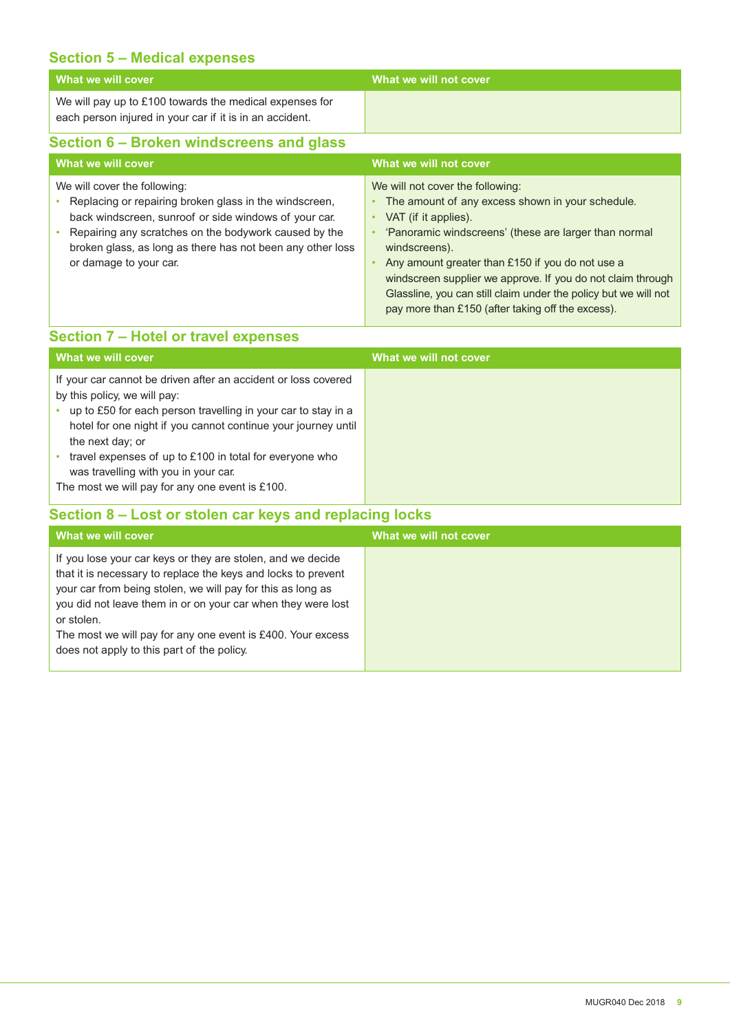## Section 5 – Medical expenses

| What we will cover | What we will not cover |
|---|---|
| We will pay up to £100 towards the medical expenses for each person injured in your car if it is in an accident. | |

## Section 6 – Broken windscreens and glass

| What we will cover | What we will not cover |
|---|---|
| We will cover the following:<br>• Replacing or repairing broken glass in the windscreen, back windscreen, sunroof or side windows of your car.<br>• Repairing any scratches on the bodywork caused by the broken glass, as long as there has not been any other loss or damage to your car. | We will not cover the following:<br>• The amount of any excess shown in your schedule.<br>• VAT (if it applies).<br>• 'Panoramic windscreens' (these are larger than normal windscreens).<br>• Any amount greater than £150 if you do not use a windscreen supplier we approve. If you do not claim through Glassline, you can still claim under the policy but we will not pay more than £150 (after taking off the excess). |

## Section 7 – Hotel or travel expenses

| What we will cover | What we will not cover |
|---|---|
| If your car cannot be driven after an accident or loss covered by this policy, we will pay:<br>• up to £50 for each person travelling in your car to stay in a hotel for one night if you cannot continue your journey until the next day; or<br>• travel expenses of up to £100 in total for everyone who was travelling with you in your car.<br>The most we will pay for any one event is £100. | |

## Section 8 – Lost or stolen car keys and replacing locks

| What we will cover | What we will not cover |
|---|---|
| If you lose your car keys or they are stolen, and we decide that it is necessary to replace the keys and locks to prevent your car from being stolen, we will pay for this as long as you did not leave them in or on your car when they were lost or stolen.<br>The most we will pay for any one event is £400. Your excess does not apply to this part of the policy. | |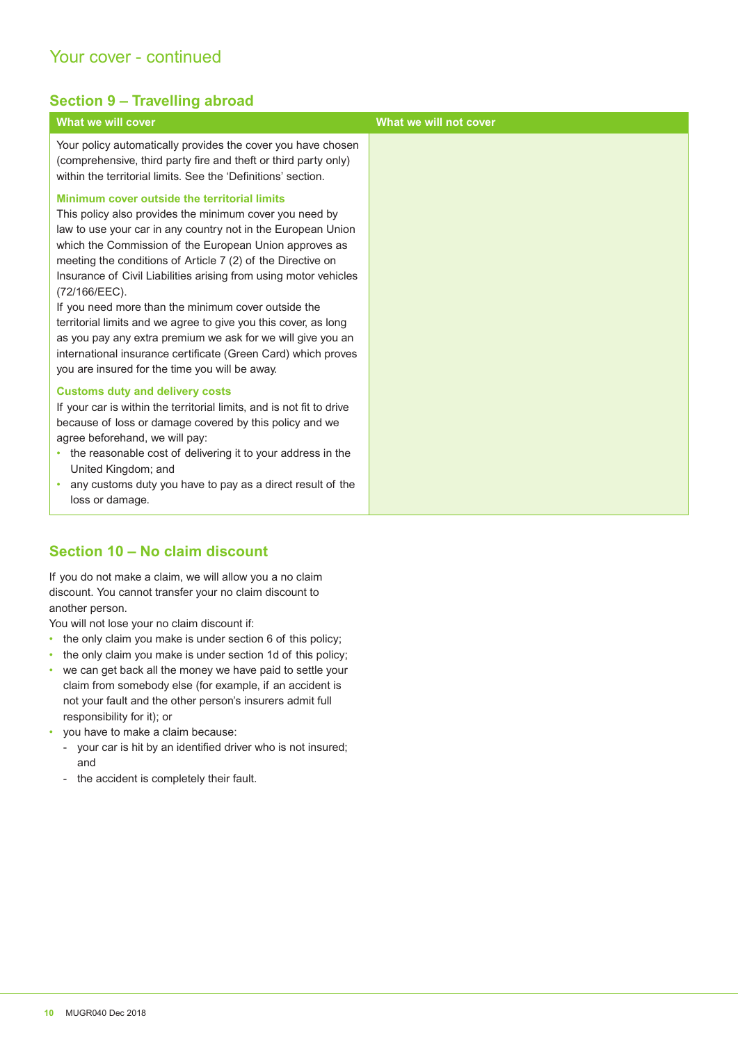## Your cover - continued

### Section 9 – Travelling abroad

| What we will cover | What we will not cover |
| --- | --- |
| Your policy automatically provides the cover you have chosen (comprehensive, third party fire and theft or third party only) within the territorial limits. See the 'Definitions' section.<br><br>**Minimum cover outside the territorial limits**<br>This policy also provides the minimum cover you need by law to use your car in any country not in the European Union which the Commission of the European Union approves as meeting the conditions of Article 7 (2) of the Directive on Insurance of Civil Liabilities arising from using motor vehicles (72/166/EEC).<br>If you need more than the minimum cover outside the territorial limits and we agree to give you this cover, as long as you pay any extra premium we ask for we will give you an international insurance certificate (Green Card) which proves you are insured for the time you will be away.<br><br>**Customs duty and delivery costs**<br>If your car is within the territorial limits, and is not fit to drive because of loss or damage covered by this policy and we agree beforehand, we will pay:<br>• the reasonable cost of delivering it to your address in the United Kingdom; and<br>• any customs duty you have to pay as a direct result of the loss or damage. | |

### Section 10 – No claim discount

If you do not make a claim, we will allow you a no claim discount. You cannot transfer your no claim discount to another person.

You will not lose your no claim discount if:

- the only claim you make is under section 6 of this policy;
- the only claim you make is under section 1d of this policy;
- we can get back all the money we have paid to settle your claim from somebody else (for example, if an accident is not your fault and the other person's insurers admit full responsibility for it); or
- you have to make a claim because:
  - your car is hit by an identified driver who is not insured; and
  - the accident is completely their fault.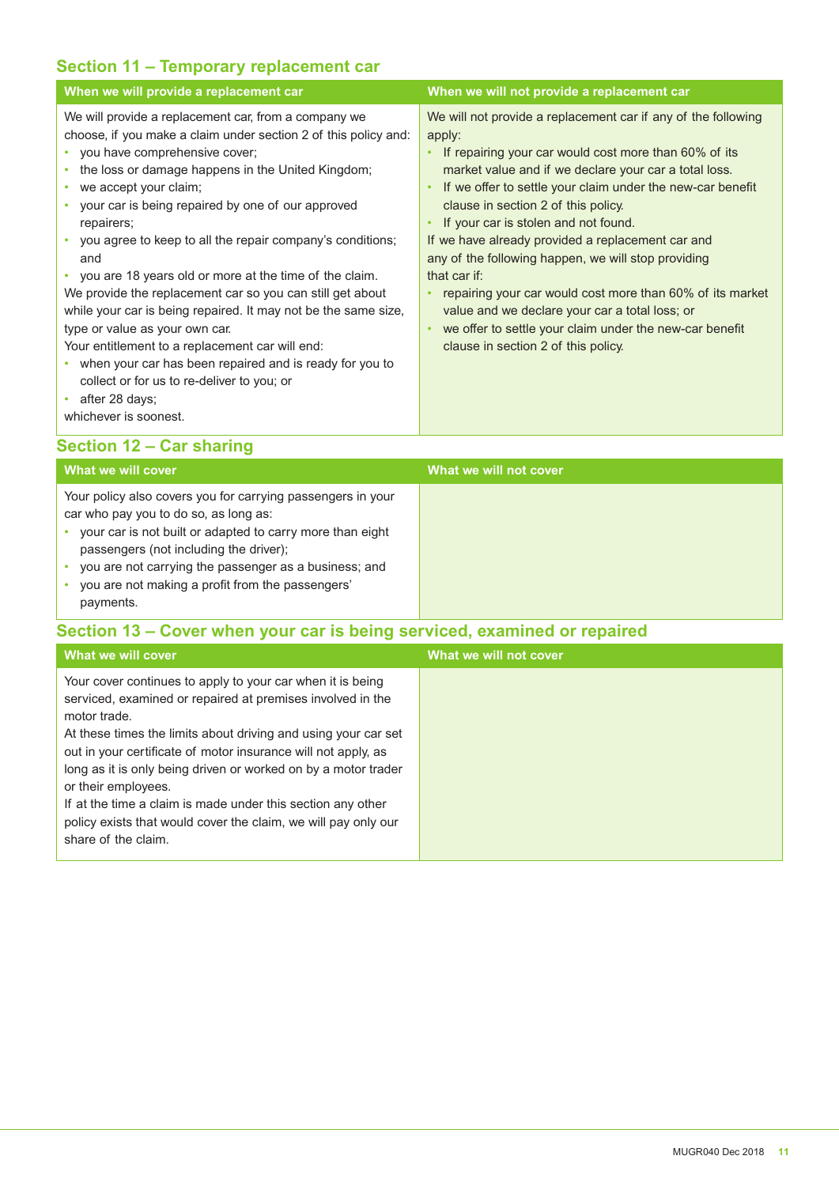## Section 11 – Temporary replacement car

| When we will provide a replacement car | When we will not provide a replacement car |
| --- | --- |
| We will provide a replacement car, from a company we choose, if you make a claim under section 2 of this policy and:<br>• you have comprehensive cover;<br>• the loss or damage happens in the United Kingdom;<br>• we accept your claim;<br>• your car is being repaired by one of our approved repairers;<br>• you agree to keep to all the repair company's conditions; and<br>• you are 18 years old or more at the time of the claim.<br>We provide the replacement car so you can still get about while your car is being repaired. It may not be the same size, type or value as your own car.<br>Your entitlement to a replacement car will end:<br>• when your car has been repaired and is ready for you to collect or for us to re-deliver to you; or<br>• after 28 days;<br>whichever is soonest. | We will not provide a replacement car if any of the following apply:<br>• If repairing your car would cost more than 60% of its market value and if we declare your car a total loss.<br>• If we offer to settle your claim under the new-car benefit clause in section 2 of this policy.<br>• If your car is stolen and not found.<br>If we have already provided a replacement car and any of the following happen, we will stop providing that car if:<br>• repairing your car would cost more than 60% of its market value and we declare your car a total loss; or<br>• we offer to settle your claim under the new-car benefit clause in section 2 of this policy. |

## Section 12 – Car sharing

| What we will cover | What we will not cover |
| --- | --- |
| Your policy also covers you for carrying passengers in your car who pay you to do so, as long as:<br>• your car is not built or adapted to carry more than eight passengers (not including the driver);<br>• you are not carrying the passenger as a business; and<br>• you are not making a profit from the passengers' payments. | |

## Section 13 – Cover when your car is being serviced, examined or repaired

| What we will cover | What we will not cover |
| --- | --- |
| Your cover continues to apply to your car when it is being serviced, examined or repaired at premises involved in the motor trade.<br>At these times the limits about driving and using your car set out in your certificate of motor insurance will not apply, as long as it is only being driven or worked on by a motor trader or their employees.<br>If at the time a claim is made under this section any other policy exists that would cover the claim, we will pay only our share of the claim. | |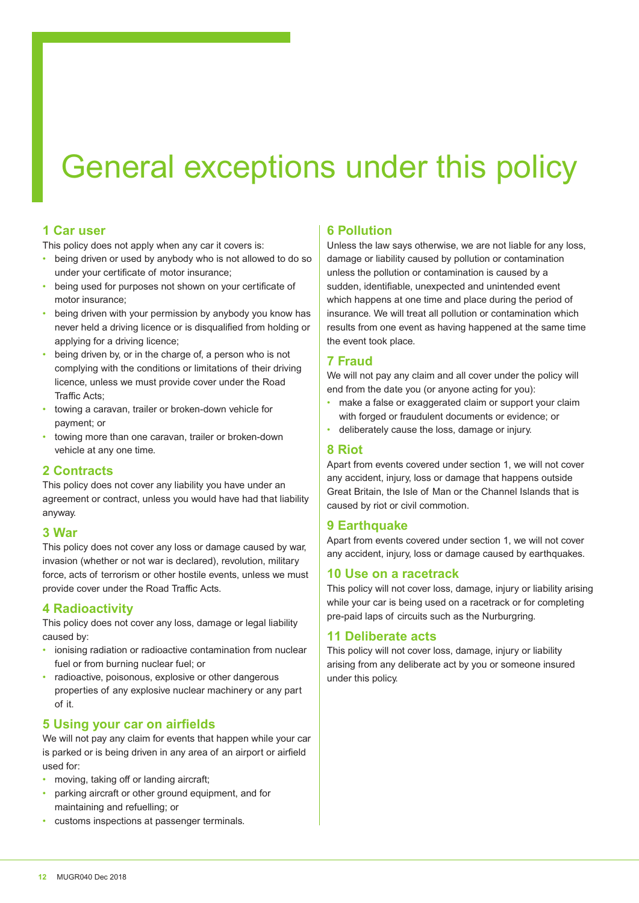# General exceptions under this policy

## 1 Car user

This policy does not apply when any car it covers is:

- being driven or used by anybody who is not allowed to do so under your certificate of motor insurance;
- being used for purposes not shown on your certificate of motor insurance;
- being driven with your permission by anybody you know has never held a driving licence or is disqualified from holding or applying for a driving licence;
- being driven by, or in the charge of, a person who is not complying with the conditions or limitations of their driving licence, unless we must provide cover under the Road Traffic Acts;
- towing a caravan, trailer or broken-down vehicle for payment; or
- towing more than one caravan, trailer or broken-down vehicle at any one time.

## 2 Contracts

This policy does not cover any liability you have under an agreement or contract, unless you would have had that liability anyway.

## 3 War

This policy does not cover any loss or damage caused by war, invasion (whether or not war is declared), revolution, military force, acts of terrorism or other hostile events, unless we must provide cover under the Road Traffic Acts.

## 4 Radioactivity

This policy does not cover any loss, damage or legal liability caused by:

- ionising radiation or radioactive contamination from nuclear fuel or from burning nuclear fuel; or
- radioactive, poisonous, explosive or other dangerous properties of any explosive nuclear machinery or any part of it.

## 5 Using your car on airfields

We will not pay any claim for events that happen while your car is parked or is being driven in any area of an airport or airfield used for:

- moving, taking off or landing aircraft;
- parking aircraft or other ground equipment, and for maintaining and refuelling; or
- customs inspections at passenger terminals.

## 6 Pollution

Unless the law says otherwise, we are not liable for any loss, damage or liability caused by pollution or contamination unless the pollution or contamination is caused by a sudden, identifiable, unexpected and unintended event which happens at one time and place during the period of insurance. We will treat all pollution or contamination which results from one event as having happened at the same time the event took place.

## 7 Fraud

We will not pay any claim and all cover under the policy will end from the date you (or anyone acting for you):

- make a false or exaggerated claim or support your claim with forged or fraudulent documents or evidence; or
- deliberately cause the loss, damage or injury.

## 8 Riot

Apart from events covered under section 1, we will not cover any accident, injury, loss or damage that happens outside Great Britain, the Isle of Man or the Channel Islands that is caused by riot or civil commotion.

## 9 Earthquake

Apart from events covered under section 1, we will not cover any accident, injury, loss or damage caused by earthquakes.

## 10 Use on a racetrack

This policy will not cover loss, damage, injury or liability arising while your car is being used on a racetrack or for completing pre-paid laps of circuits such as the Nurburgring.

## 11 Deliberate acts

This policy will not cover loss, damage, injury or liability arising from any deliberate act by you or someone insured under this policy.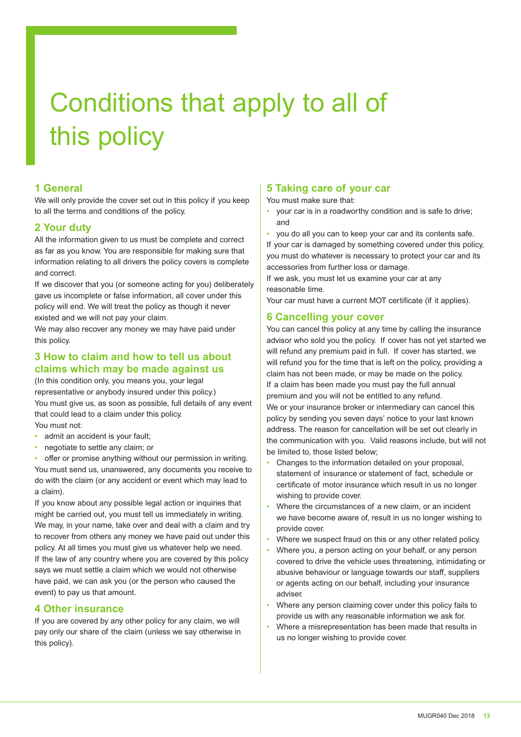# Conditions that apply to all of this policy

## 1 General

We will only provide the cover set out in this policy if you keep to all the terms and conditions of the policy.

## 2 Your duty

All the information given to us must be complete and correct as far as you know. You are responsible for making sure that information relating to all drivers the policy covers is complete and correct.

If we discover that you (or someone acting for you) deliberately gave us incomplete or false information, all cover under this policy will end. We will treat the policy as though it never existed and we will not pay your claim.

We may also recover any money we may have paid under this policy.

## 3 How to claim and how to tell us about claims which may be made against us

(In this condition only, you means you, your legal representative or anybody insured under this policy.)

You must give us, as soon as possible, full details of any event that could lead to a claim under this policy.

You must not:

- admit an accident is your fault;
- negotiate to settle any claim; or
- offer or promise anything without our permission in writing.

You must send us, unanswered, any documents you receive to do with the claim (or any accident or event which may lead to a claim).

If you know about any possible legal action or inquiries that might be carried out, you must tell us immediately in writing.

We may, in your name, take over and deal with a claim and try to recover from others any money we have paid out under this policy. At all times you must give us whatever help we need.

If the law of any country where you are covered by this policy says we must settle a claim which we would not otherwise have paid, we can ask you (or the person who caused the event) to pay us that amount.

## 4 Other insurance

If you are covered by any other policy for any claim, we will pay only our share of the claim (unless we say otherwise in this policy).

## 5 Taking care of your car

You must make sure that:

- your car is in a roadworthy condition and is safe to drive; and
- you do all you can to keep your car and its contents safe.

If your car is damaged by something covered under this policy, you must do whatever is necessary to protect your car and its accessories from further loss or damage.

If we ask, you must let us examine your car at any reasonable time.

Your car must have a current MOT certificate (if it applies).

## 6 Cancelling your cover

You can cancel this policy at any time by calling the insurance advisor who sold you the policy. If cover has not yet started we will refund any premium paid in full. If cover has started, we will refund you for the time that is left on the policy, providing a claim has not been made, or may be made on the policy.

If a claim has been made you must pay the full annual premium and you will not be entitled to any refund.

We or your insurance broker or intermediary can cancel this policy by sending you seven days' notice to your last known address. The reason for cancellation will be set out clearly in the communication with you. Valid reasons include, but will not be limited to, those listed below;

- Changes to the information detailed on your proposal, statement of insurance or statement of fact, schedule or certificate of motor insurance which result in us no longer wishing to provide cover.
- Where the circumstances of a new claim, or an incident we have become aware of, result in us no longer wishing to provide cover.
- Where we suspect fraud on this or any other related policy.
- Where you, a person acting on your behalf, or any person covered to drive the vehicle uses threatening, intimidating or abusive behaviour or language towards our staff, suppliers or agents acting on our behalf, including your insurance adviser.
- Where any person claiming cover under this policy fails to provide us with any reasonable information we ask for.
- Where a misrepresentation has been made that results in us no longer wishing to provide cover.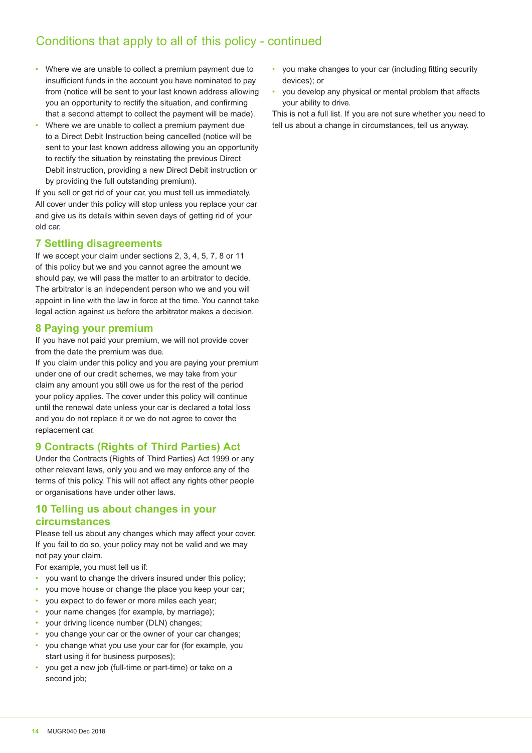## Conditions that apply to all of this policy - continued

- Where we are unable to collect a premium payment due to insufficient funds in the account you have nominated to pay from (notice will be sent to your last known address allowing you an opportunity to rectify the situation, and confirming that a second attempt to collect the payment will be made).
- Where we are unable to collect a premium payment due to a Direct Debit Instruction being cancelled (notice will be sent to your last known address allowing you an opportunity to rectify the situation by reinstating the previous Direct Debit instruction, providing a new Direct Debit instruction or by providing the full outstanding premium).

If you sell or get rid of your car, you must tell us immediately. All cover under this policy will stop unless you replace your car and give us its details within seven days of getting rid of your old car.

### 7 Settling disagreements

If we accept your claim under sections 2, 3, 4, 5, 7, 8 or 11 of this policy but we and you cannot agree the amount we should pay, we will pass the matter to an arbitrator to decide. The arbitrator is an independent person who we and you will appoint in line with the law in force at the time. You cannot take legal action against us before the arbitrator makes a decision.

### 8 Paying your premium

If you have not paid your premium, we will not provide cover from the date the premium was due.

If you claim under this policy and you are paying your premium under one of our credit schemes, we may take from your claim any amount you still owe us for the rest of the period your policy applies. The cover under this policy will continue until the renewal date unless your car is declared a total loss and you do not replace it or we do not agree to cover the replacement car.

### 9 Contracts (Rights of Third Parties) Act

Under the Contracts (Rights of Third Parties) Act 1999 or any other relevant laws, only you and we may enforce any of the terms of this policy. This will not affect any rights other people or organisations have under other laws.

### 10 Telling us about changes in your circumstances

Please tell us about any changes which may affect your cover. If you fail to do so, your policy may not be valid and we may not pay your claim.

For example, you must tell us if:

- you want to change the drivers insured under this policy;
- you move house or change the place you keep your car;
- you expect to do fewer or more miles each year;
- your name changes (for example, by marriage);
- your driving licence number (DLN) changes;
- you change your car or the owner of your car changes;
- you change what you use your car for (for example, you start using it for business purposes);
- you get a new job (full-time or part-time) or take on a second job;
- you make changes to your car (including fitting security devices); or
- you develop any physical or mental problem that affects your ability to drive.

This is not a full list. If you are not sure whether you need to tell us about a change in circumstances, tell us anyway.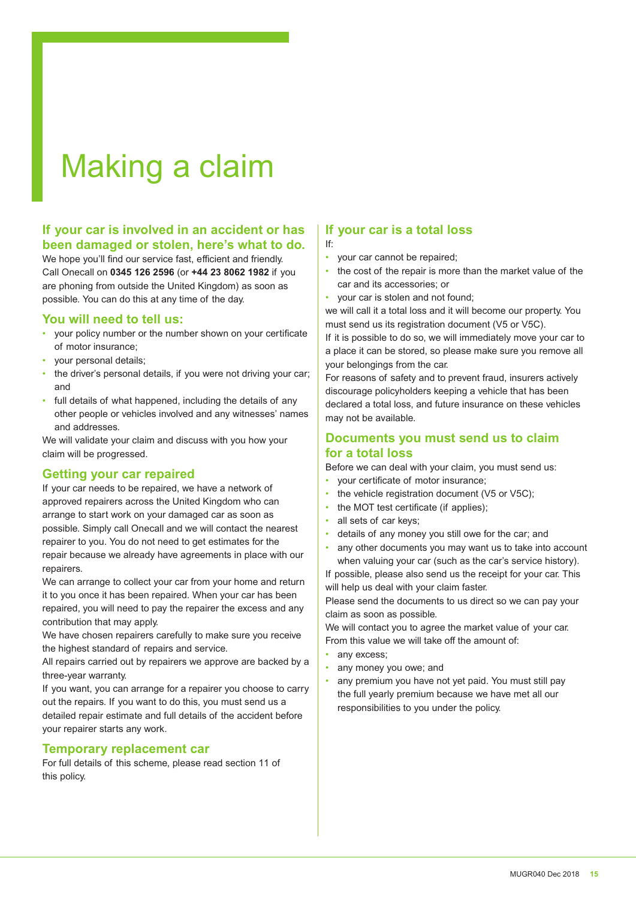# Making a claim

## If your car is involved in an accident or has been damaged or stolen, here's what to do.

We hope you'll find our service fast, efficient and friendly. Call Onecall on **0345 126 2596** (or **+44 23 8062 1982** if you are phoning from outside the United Kingdom) as soon as possible. You can do this at any time of the day.

## You will need to tell us:

- your policy number or the number shown on your certificate of motor insurance;
- your personal details;
- the driver's personal details, if you were not driving your car; and
- full details of what happened, including the details of any other people or vehicles involved and any witnesses' names and addresses.

We will validate your claim and discuss with you how your claim will be progressed.

## Getting your car repaired

If your car needs to be repaired, we have a network of approved repairers across the United Kingdom who can arrange to start work on your damaged car as soon as possible. Simply call Onecall and we will contact the nearest repairer to you. You do not need to get estimates for the repair because we already have agreements in place with our repairers.

We can arrange to collect your car from your home and return it to you once it has been repaired. When your car has been repaired, you will need to pay the repairer the excess and any contribution that may apply.

We have chosen repairers carefully to make sure you receive the highest standard of repairs and service.

All repairs carried out by repairers we approve are backed by a three-year warranty.

If you want, you can arrange for a repairer you choose to carry out the repairs. If you want to do this, you must send us a detailed repair estimate and full details of the accident before your repairer starts any work.

## Temporary replacement car

For full details of this scheme, please read section 11 of this policy.

## If your car is a total loss

If:

- your car cannot be repaired;
- the cost of the repair is more than the market value of the car and its accessories; or
- your car is stolen and not found;

we will call it a total loss and it will become our property. You must send us its registration document (V5 or V5C).

If it is possible to do so, we will immediately move your car to a place it can be stored, so please make sure you remove all your belongings from the car.

For reasons of safety and to prevent fraud, insurers actively discourage policyholders keeping a vehicle that has been declared a total loss, and future insurance on these vehicles may not be available.

## Documents you must send us to claim for a total loss

Before we can deal with your claim, you must send us:

- your certificate of motor insurance;
- the vehicle registration document (V5 or V5C);
- the MOT test certificate (if applies);
- all sets of car keys;
- details of any money you still owe for the car; and
- any other documents you may want us to take into account when valuing your car (such as the car's service history).

If possible, please also send us the receipt for your car. This will help us deal with your claim faster.

Please send the documents to us direct so we can pay your claim as soon as possible.

We will contact you to agree the market value of your car. From this value we will take off the amount of:

- any excess;
- any money you owe; and
- any premium you have not yet paid. You must still pay the full yearly premium because we have met all our responsibilities to you under the policy.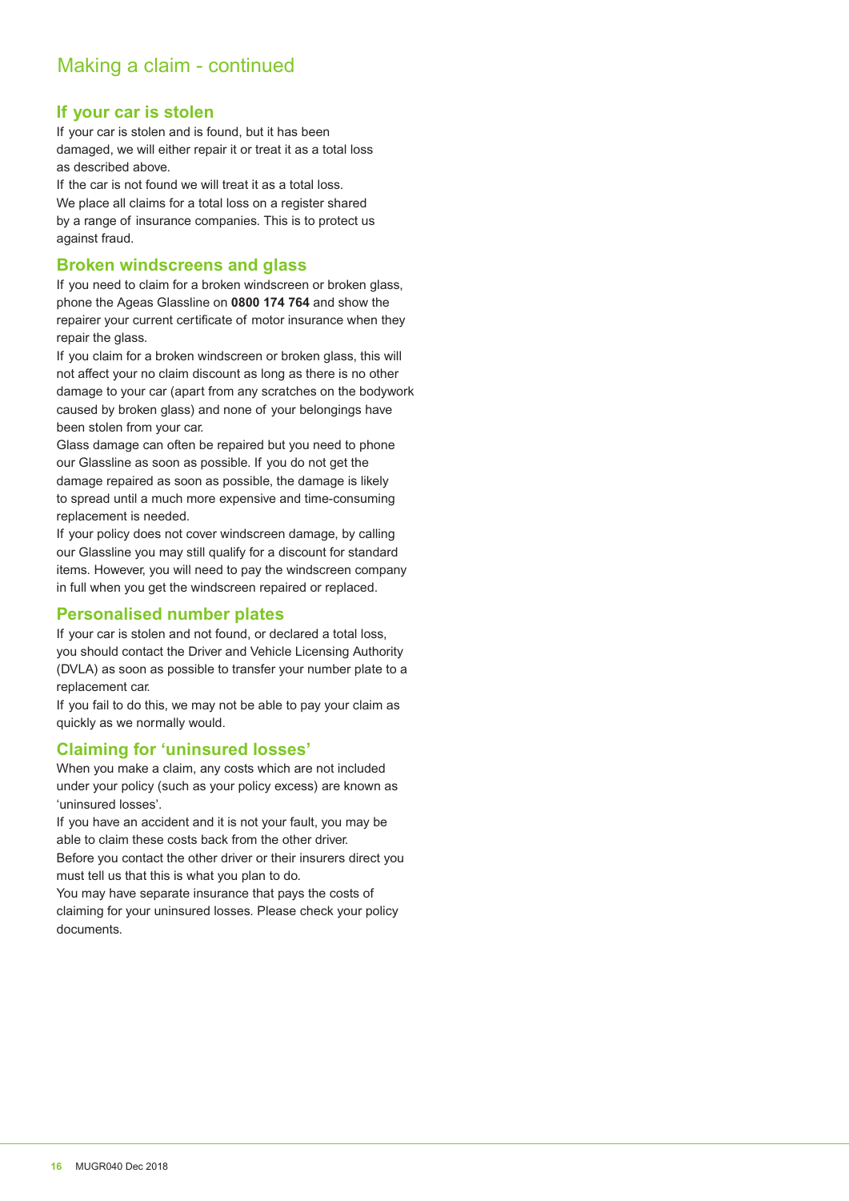## Making a claim - continued

### If your car is stolen

If your car is stolen and is found, but it has been damaged, we will either repair it or treat it as a total loss as described above.

If the car is not found we will treat it as a total loss.

We place all claims for a total loss on a register shared by a range of insurance companies. This is to protect us against fraud.

### Broken windscreens and glass

If you need to claim for a broken windscreen or broken glass, phone the Ageas Glassline on **0800 174 764** and show the repairer your current certificate of motor insurance when they repair the glass.

If you claim for a broken windscreen or broken glass, this will not affect your no claim discount as long as there is no other damage to your car (apart from any scratches on the bodywork caused by broken glass) and none of your belongings have been stolen from your car.

Glass damage can often be repaired but you need to phone our Glassline as soon as possible. If you do not get the damage repaired as soon as possible, the damage is likely to spread until a much more expensive and time-consuming replacement is needed.

If your policy does not cover windscreen damage, by calling our Glassline you may still qualify for a discount for standard items. However, you will need to pay the windscreen company in full when you get the windscreen repaired or replaced.

### Personalised number plates

If your car is stolen and not found, or declared a total loss, you should contact the Driver and Vehicle Licensing Authority (DVLA) as soon as possible to transfer your number plate to a replacement car.

If you fail to do this, we may not be able to pay your claim as quickly as we normally would.

### Claiming for 'uninsured losses'

When you make a claim, any costs which are not included under your policy (such as your policy excess) are known as 'uninsured losses'.

If you have an accident and it is not your fault, you may be able to claim these costs back from the other driver.

Before you contact the other driver or their insurers direct you must tell us that this is what you plan to do.

You may have separate insurance that pays the costs of claiming for your uninsured losses. Please check your policy documents.

MUGR040 Dec 2018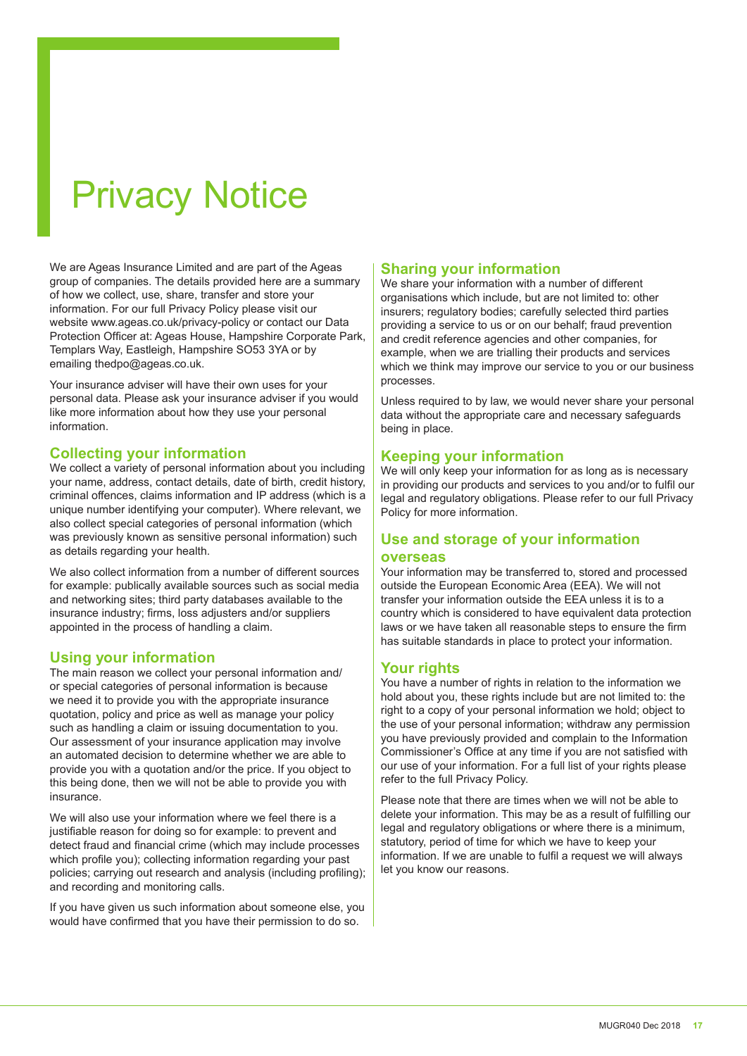# Privacy Notice

We are Ageas Insurance Limited and are part of the Ageas group of companies. The details provided here are a summary of how we collect, use, share, transfer and store your information. For our full Privacy Policy please visit our website www.ageas.co.uk/privacy-policy or contact our Data Protection Officer at: Ageas House, Hampshire Corporate Park, Templars Way, Eastleigh, Hampshire SO53 3YA or by emailing thedpo@ageas.co.uk.

Your insurance adviser will have their own uses for your personal data. Please ask your insurance adviser if you would like more information about how they use your personal information.

## Collecting your information

We collect a variety of personal information about you including your name, address, contact details, date of birth, credit history, criminal offences, claims information and IP address (which is a unique number identifying your computer). Where relevant, we also collect special categories of personal information (which was previously known as sensitive personal information) such as details regarding your health.

We also collect information from a number of different sources for example: publically available sources such as social media and networking sites; third party databases available to the insurance industry; firms, loss adjusters and/or suppliers appointed in the process of handling a claim.

## Using your information

The main reason we collect your personal information and/or special categories of personal information is because we need it to provide you with the appropriate insurance quotation, policy and price as well as manage your policy such as handling a claim or issuing documentation to you. Our assessment of your insurance application may involve an automated decision to determine whether we are able to provide you with a quotation and/or the price. If you object to this being done, then we will not be able to provide you with insurance.

We will also use your information where we feel there is a justifiable reason for doing so for example: to prevent and detect fraud and financial crime (which may include processes which profile you); collecting information regarding your past policies; carrying out research and analysis (including profiling); and recording and monitoring calls.

If you have given us such information about someone else, you would have confirmed that you have their permission to do so.

## Sharing your information

We share your information with a number of different organisations which include, but are not limited to: other insurers; regulatory bodies; carefully selected third parties providing a service to us or on our behalf; fraud prevention and credit reference agencies and other companies, for example, when we are trialling their products and services which we think may improve our service to you or our business processes.

Unless required to by law, we would never share your personal data without the appropriate care and necessary safeguards being in place.

## Keeping your information

We will only keep your information for as long as is necessary in providing our products and services to you and/or to fulfil our legal and regulatory obligations. Please refer to our full Privacy Policy for more information.

## Use and storage of your information overseas

Your information may be transferred to, stored and processed outside the European Economic Area (EEA). We will not transfer your information outside the EEA unless it is to a country which is considered to have equivalent data protection laws or we have taken all reasonable steps to ensure the firm has suitable standards in place to protect your information.

## Your rights

You have a number of rights in relation to the information we hold about you, these rights include but are not limited to: the right to a copy of your personal information we hold; object to the use of your personal information; withdraw any permission you have previously provided and complain to the Information Commissioner's Office at any time if you are not satisfied with our use of your information. For a full list of your rights please refer to the full Privacy Policy.

Please note that there are times when we will not be able to delete your information. This may be as a result of fulfilling our legal and regulatory obligations or where there is a minimum, statutory, period of time for which we have to keep your information. If we are unable to fulfil a request we will always let you know our reasons.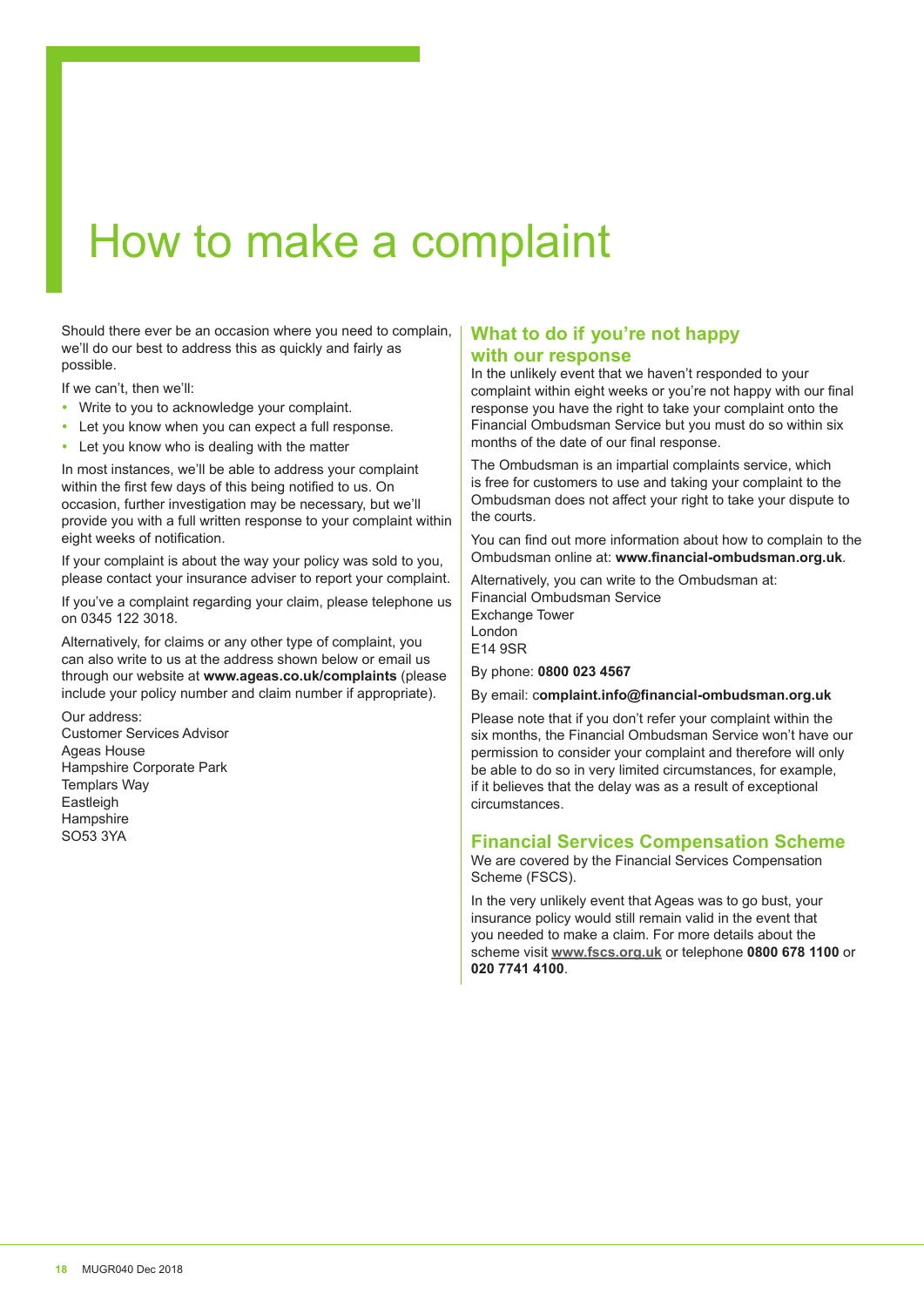# How to make a complaint

Should there ever be an occasion where you need to complain, we'll do our best to address this as quickly and fairly as possible.

If we can't, then we'll:

- Write to you to acknowledge your complaint.
- Let you know when you can expect a full response.
- Let you know who is dealing with the matter

In most instances, we'll be able to address your complaint within the first few days of this being notified to us. On occasion, further investigation may be necessary, but we'll provide you with a full written response to your complaint within eight weeks of notification.

If your complaint is about the way your policy was sold to you, please contact your insurance adviser to report your complaint.

If you've a complaint regarding your claim, please telephone us on 0345 122 3018.

Alternatively, for claims or any other type of complaint, you can also write to us at the address shown below or email us through our website at **www.ageas.co.uk/complaints** (please include your policy number and claim number if appropriate).

Our address:
Customer Services Advisor
Ageas House
Hampshire Corporate Park
Templars Way
Eastleigh
Hampshire
SO53 3YA

## What to do if you're not happy with our response

In the unlikely event that we haven't responded to your complaint within eight weeks or you're not happy with our final response you have the right to take your complaint onto the Financial Ombudsman Service but you must do so within six months of the date of our final response.

The Ombudsman is an impartial complaints service, which is free for customers to use and taking your complaint to the Ombudsman does not affect your right to take your dispute to the courts.

You can find out more information about how to complain to the Ombudsman online at: **www.financial-ombudsman.org.uk**.

Alternatively, you can write to the Ombudsman at:
Financial Ombudsman Service
Exchange Tower
London
E14 9SR

By phone: **0800 023 4567**

By email: c**omplaint.info@financial-ombudsman.org.uk**

Please note that if you don't refer your complaint within the six months, the Financial Ombudsman Service won't have our permission to consider your complaint and therefore will only be able to do so in very limited circumstances, for example, if it believes that the delay was as a result of exceptional circumstances.

## Financial Services Compensation Scheme

We are covered by the Financial Services Compensation Scheme (FSCS).

In the very unlikely event that Ageas was to go bust, your insurance policy would still remain valid in the event that you needed to make a claim. For more details about the scheme visit **www.fscs.org.uk** or telephone **0800 678 1100** or **020 7741 4100**.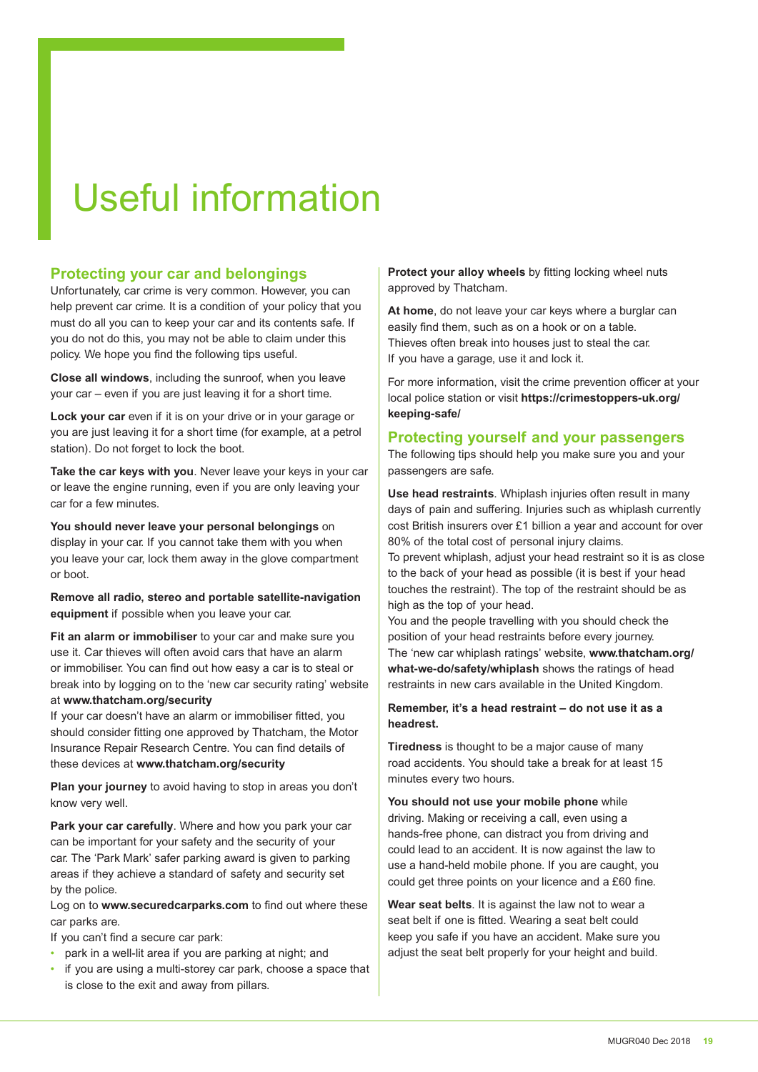# Useful information

## Protecting your car and belongings

Unfortunately, car crime is very common. However, you can help prevent car crime. It is a condition of your policy that you must do all you can to keep your car and its contents safe. If you do not do this, you may not be able to claim under this policy. We hope you find the following tips useful.

**Close all windows**, including the sunroof, when you leave your car – even if you are just leaving it for a short time.

**Lock your car** even if it is on your drive or in your garage or you are just leaving it for a short time (for example, at a petrol station). Do not forget to lock the boot.

**Take the car keys with you**. Never leave your keys in your car or leave the engine running, even if you are only leaving your car for a few minutes.

**You should never leave your personal belongings** on display in your car. If you cannot take them with you when you leave your car, lock them away in the glove compartment or boot.

**Remove all radio, stereo and portable satellite-navigation equipment** if possible when you leave your car.

**Fit an alarm or immobiliser** to your car and make sure you use it. Car thieves will often avoid cars that have an alarm or immobiliser. You can find out how easy a car is to steal or break into by logging on to the 'new car security rating' website at **www.thatcham.org/security**

If your car doesn't have an alarm or immobiliser fitted, you should consider fitting one approved by Thatcham, the Motor Insurance Repair Research Centre. You can find details of these devices at **www.thatcham.org/security**

**Plan your journey** to avoid having to stop in areas you don't know very well.

**Park your car carefully**. Where and how you park your car can be important for your safety and the security of your car. The 'Park Mark' safer parking award is given to parking areas if they achieve a standard of safety and security set by the police.

Log on to **www.securedcarparks.com** to find out where these car parks are.

If you can't find a secure car park:

- park in a well-lit area if you are parking at night; and
- if you are using a multi-storey car park, choose a space that is close to the exit and away from pillars.

**Protect your alloy wheels** by fitting locking wheel nuts approved by Thatcham.

**At home**, do not leave your car keys where a burglar can easily find them, such as on a hook or on a table. Thieves often break into houses just to steal the car. If you have a garage, use it and lock it.

For more information, visit the crime prevention officer at your local police station or visit **https://crimestoppers-uk.org/keeping-safe/**

## Protecting yourself and your passengers

The following tips should help you make sure you and your passengers are safe.

**Use head restraints**. Whiplash injuries often result in many days of pain and suffering. Injuries such as whiplash currently cost British insurers over £1 billion a year and account for over 80% of the total cost of personal injury claims.

To prevent whiplash, adjust your head restraint so it is as close to the back of your head as possible (it is best if your head touches the restraint). The top of the restraint should be as high as the top of your head.

You and the people travelling with you should check the position of your head restraints before every journey.

The 'new car whiplash ratings' website, **www.thatcham.org/what-we-do/safety/whiplash** shows the ratings of head restraints in new cars available in the United Kingdom.

**Remember, it's a head restraint – do not use it as a headrest.**

**Tiredness** is thought to be a major cause of many road accidents. You should take a break for at least 15 minutes every two hours.

**You should not use your mobile phone** while driving. Making or receiving a call, even using a hands-free phone, can distract you from driving and could lead to an accident. It is now against the law to use a hand-held mobile phone. If you are caught, you could get three points on your licence and a £60 fine.

**Wear seat belts**. It is against the law not to wear a seat belt if one is fitted. Wearing a seat belt could keep you safe if you have an accident. Make sure you adjust the seat belt properly for your height and build.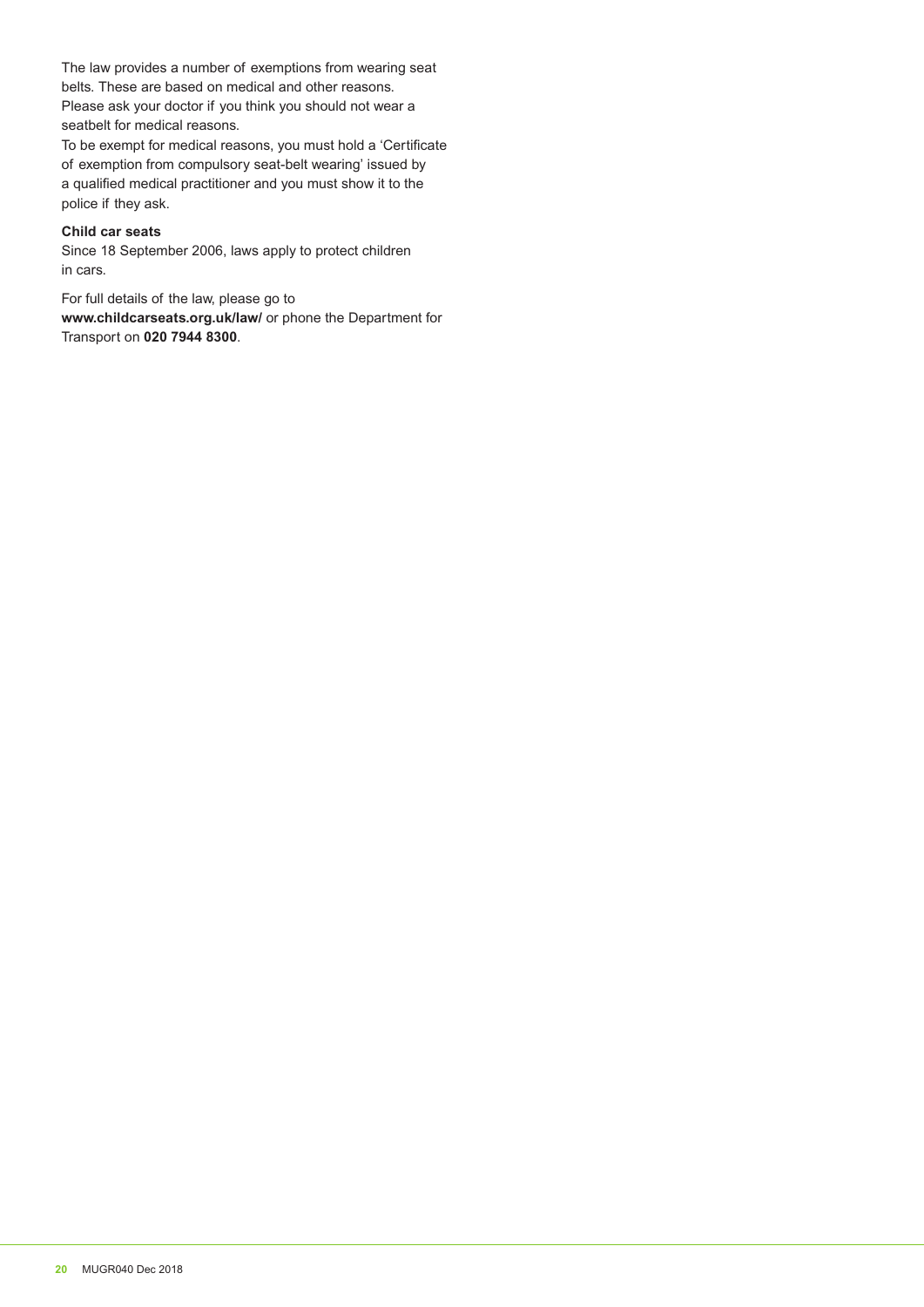The law provides a number of exemptions from wearing seat belts. These are based on medical and other reasons. Please ask your doctor if you think you should not wear a seatbelt for medical reasons.

To be exempt for medical reasons, you must hold a 'Certificate of exemption from compulsory seat-belt wearing' issued by a qualified medical practitioner and you must show it to the police if they ask.

**Child car seats**

Since 18 September 2006, laws apply to protect children in cars.

For full details of the law, please go to **www.childcarseats.org.uk/law/** or phone the Department for Transport on **020 7944 8300**.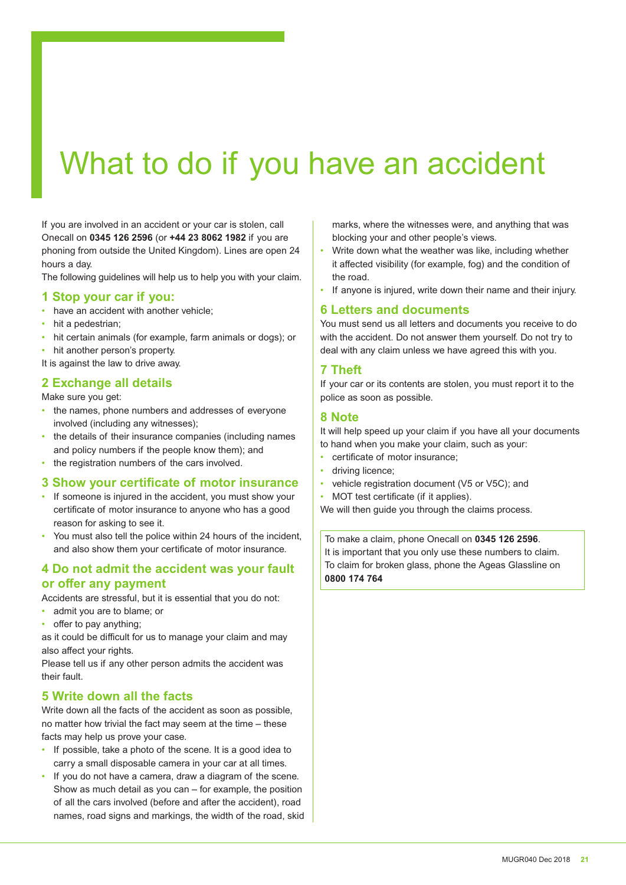# What to do if you have an accident

If you are involved in an accident or your car is stolen, call Onecall on **0345 126 2596** (or **+44 23 8062 1982** if you are phoning from outside the United Kingdom). Lines are open 24 hours a day.

The following guidelines will help us to help you with your claim.

## 1 Stop your car if you:

- have an accident with another vehicle;
- hit a pedestrian;
- hit certain animals (for example, farm animals or dogs); or
- hit another person's property.

It is against the law to drive away.

## 2 Exchange all details

Make sure you get:

- the names, phone numbers and addresses of everyone involved (including any witnesses);
- the details of their insurance companies (including names and policy numbers if the people know them); and
- the registration numbers of the cars involved.

## 3 Show your certificate of motor insurance

- If someone is injured in the accident, you must show your certificate of motor insurance to anyone who has a good reason for asking to see it.
- You must also tell the police within 24 hours of the incident, and also show them your certificate of motor insurance.

## 4 Do not admit the accident was your fault or offer any payment

Accidents are stressful, but it is essential that you do not:

- admit you are to blame; or
- offer to pay anything;

as it could be difficult for us to manage your claim and may also affect your rights.

Please tell us if any other person admits the accident was their fault.

## 5 Write down all the facts

Write down all the facts of the accident as soon as possible, no matter how trivial the fact may seem at the time – these facts may help us prove your case.

- If possible, take a photo of the scene. It is a good idea to carry a small disposable camera in your car at all times.
- If you do not have a camera, draw a diagram of the scene. Show as much detail as you can – for example, the position of all the cars involved (before and after the accident), road names, road signs and markings, the width of the road, skid marks, where the witnesses were, and anything that was blocking your and other people's views.
- Write down what the weather was like, including whether it affected visibility (for example, fog) and the condition of the road.
- If anyone is injured, write down their name and their injury.

## 6 Letters and documents

You must send us all letters and documents you receive to do with the accident. Do not answer them yourself. Do not try to deal with any claim unless we have agreed this with you.

## 7 Theft

If your car or its contents are stolen, you must report it to the police as soon as possible.

## 8 Note

It will help speed up your claim if you have all your documents to hand when you make your claim, such as your:

- certificate of motor insurance;
- driving licence;
- vehicle registration document (V5 or V5C); and
- MOT test certificate (if it applies).

We will then guide you through the claims process.

To make a claim, phone Onecall on **0345 126 2596**.
It is important that you only use these numbers to claim.
To claim for broken glass, phone the Ageas Glassline on **0800 174 764**

MUGR040 Dec 2018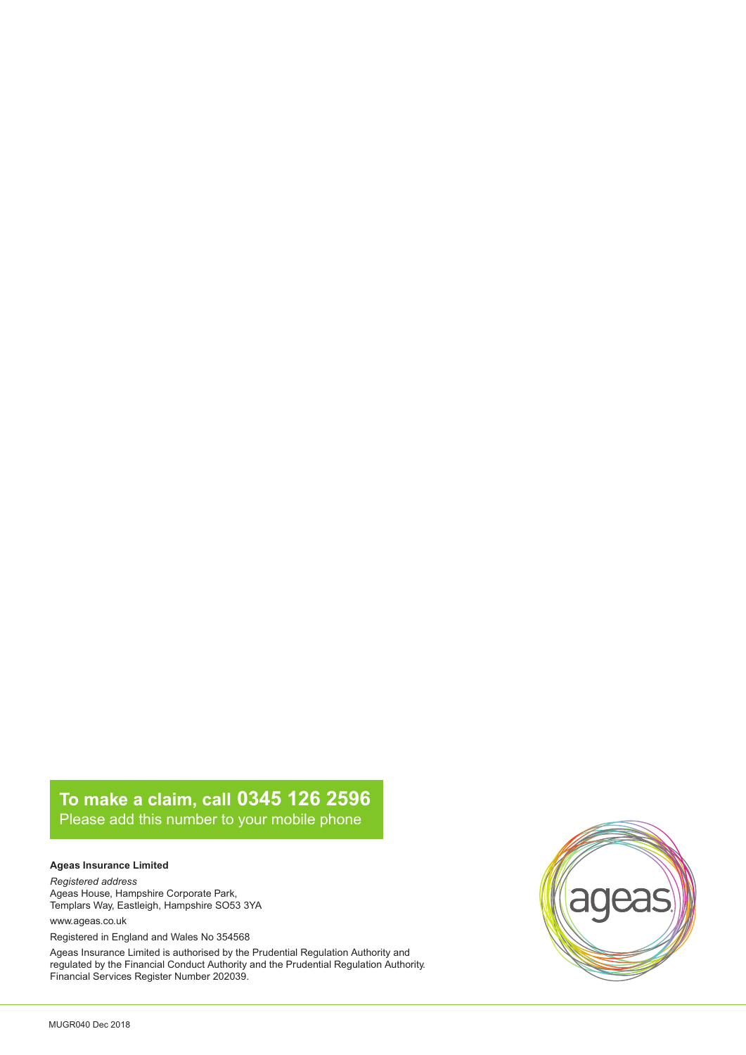**To make a claim, call 0345 126 2596**
Please add this number to your mobile phone

**Ageas Insurance Limited**

*Registered address*
Ageas House, Hampshire Corporate Park,
Templars Way, Eastleigh, Hampshire SO53 3YA

www.ageas.co.uk

Registered in England and Wales No 354568

Ageas Insurance Limited is authorised by the Prudential Regulation Authority and regulated by the Financial Conduct Authority and the Prudential Regulation Authority. Financial Services Register Number 202039.

MUGR040 Dec 2018